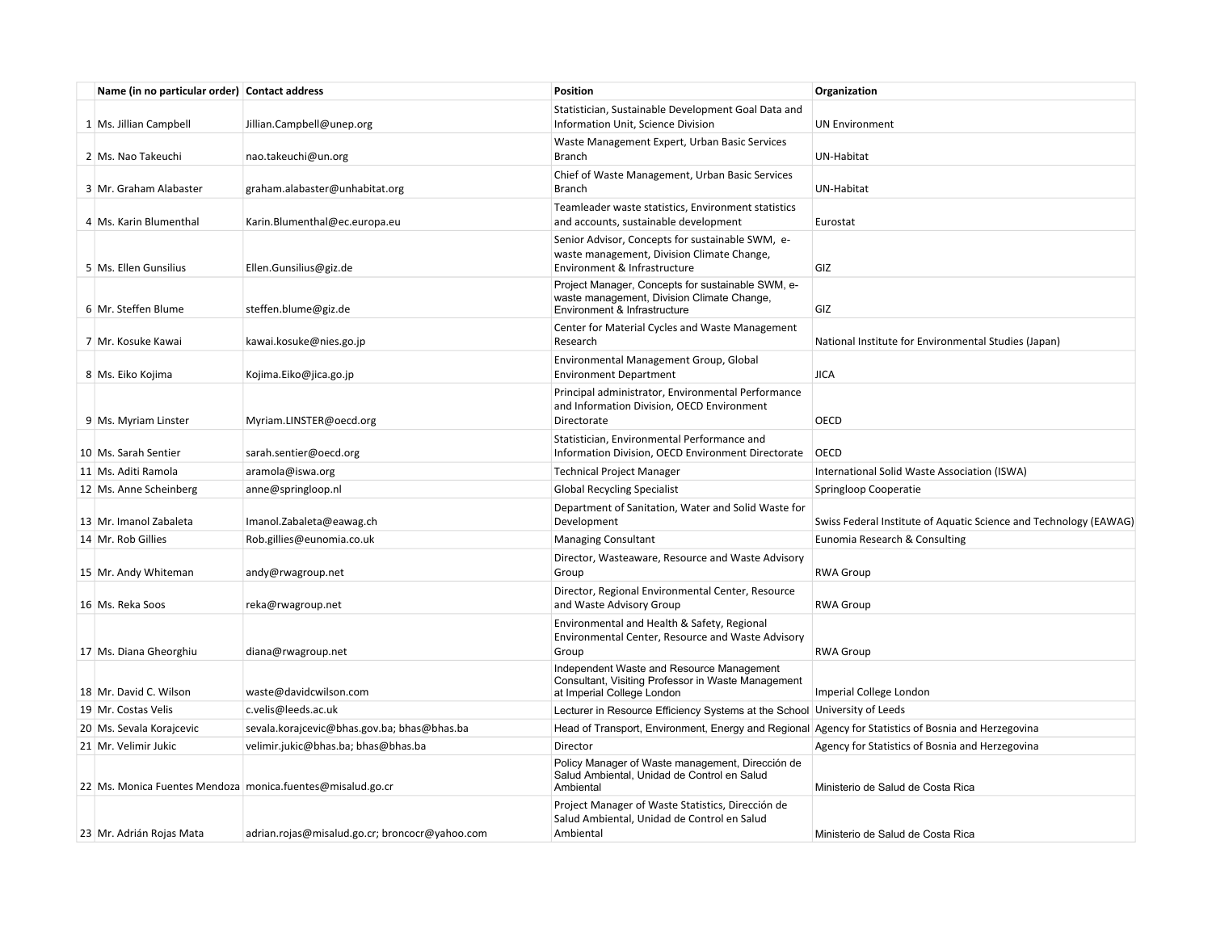| | Name (in no particular order) | Contact address | Position | Organization |
|---|---|---|---|---|
| 1 | Ms. Jillian Campbell | Jillian.Campbell@unep.org | Statistician, Sustainable Development Goal Data and Information Unit, Science Division | UN Environment |
| 2 | Ms. Nao Takeuchi | nao.takeuchi@un.org | Waste Management Expert, Urban Basic Services Branch | UN-Habitat |
| 3 | Mr. Graham Alabaster | graham.alabaster@unhabitat.org | Chief of Waste Management, Urban Basic Services Branch | UN-Habitat |
| 4 | Ms. Karin Blumenthal | Karin.Blumenthal@ec.europa.eu | Teamleader waste statistics, Environment statistics and accounts, sustainable development | Eurostat |
| 5 | Ms. Ellen Gunsilius | Ellen.Gunsilius@giz.de | Senior Advisor, Concepts for sustainable SWM, e-waste management, Division Climate Change, Environment & Infrastructure | GIZ |
| 6 | Mr. Steffen Blume | steffen.blume@giz.de | Project Manager, Concepts for sustainable SWM, e-waste management, Division Climate Change, Environment & Infrastructure | GIZ |
| 7 | Mr. Kosuke Kawai | kawai.kosuke@nies.go.jp | Center for Material Cycles and Waste Management Research | National Institute for Environmental Studies (Japan) |
| 8 | Ms. Eiko Kojima | Kojima.Eiko@jica.go.jp | Environmental Management Group, Global Environment Department | JICA |
| 9 | Ms. Myriam Linster | Myriam.LINSTER@oecd.org | Principal administrator, Environmental Performance and Information Division, OECD Environment Directorate | OECD |
| 10 | Ms. Sarah Sentier | sarah.sentier@oecd.org | Statistician, Environmental Performance and Information Division, OECD Environment Directorate | OECD |
| 11 | Ms. Aditi Ramola | aramola@iswa.org | Technical Project Manager | International Solid Waste Association (ISWA) |
| 12 | Ms. Anne Scheinberg | anne@springloop.nl | Global Recycling Specialist | Springloop Cooperatie |
| 13 | Mr. Imanol Zabaleta | Imanol.Zabaleta@eawag.ch | Department of Sanitation, Water and Solid Waste for Development | Swiss Federal Institute of Aquatic Science and Technology (EAWAG) |
| 14 | Mr. Rob Gillies | Rob.gillies@eunomia.co.uk | Managing Consultant | Eunomia Research & Consulting |
| 15 | Mr. Andy Whiteman | andy@rwagroup.net | Director, Wasteaware, Resource and Waste Advisory Group | RWA Group |
| 16 | Ms. Reka Soos | reka@rwagroup.net | Director, Regional Environmental Center, Resource and Waste Advisory Group | RWA Group |
| 17 | Ms. Diana Gheorghiu | diana@rwagroup.net | Environmental and Health & Safety, Regional Environmental Center, Resource and Waste Advisory Group | RWA Group |
| 18 | Mr. David C. Wilson | waste@davidcwilson.com | Independent Waste and Resource Management Consultant, Visiting Professor in Waste Management at Imperial College London | Imperial College London |
| 19 | Mr. Costas Velis | c.velis@leeds.ac.uk | Lecturer in Resource Efficiency Systems at the School | University of Leeds |
| 20 | Ms. Sevala Korajcevic | sevala.korajcevic@bhas.gov.ba; bhas@bhas.ba | Head of Transport, Environment, Energy and Regional | Agency for Statistics of Bosnia and Herzegovina |
| 21 | Mr. Velimir Jukic | velimir.jukic@bhas.ba; bhas@bhas.ba | Director | Agency for Statistics of Bosnia and Herzegovina |
| 22 | Ms. Monica Fuentes Mendoza | monica.fuentes@misalud.go.cr | Policy Manager of Waste management, Dirección de Salud Ambiental, Unidad de Control en Salud Ambiental | Ministerio de Salud de Costa Rica |
| 23 | Mr. Adrián Rojas Mata | adrian.rojas@misalud.go.cr; broncocr@yahoo.com | Project Manager of Waste Statistics, Dirección de Salud Ambiental, Unidad de Control en Salud Ambiental | Ministerio de Salud de Costa Rica |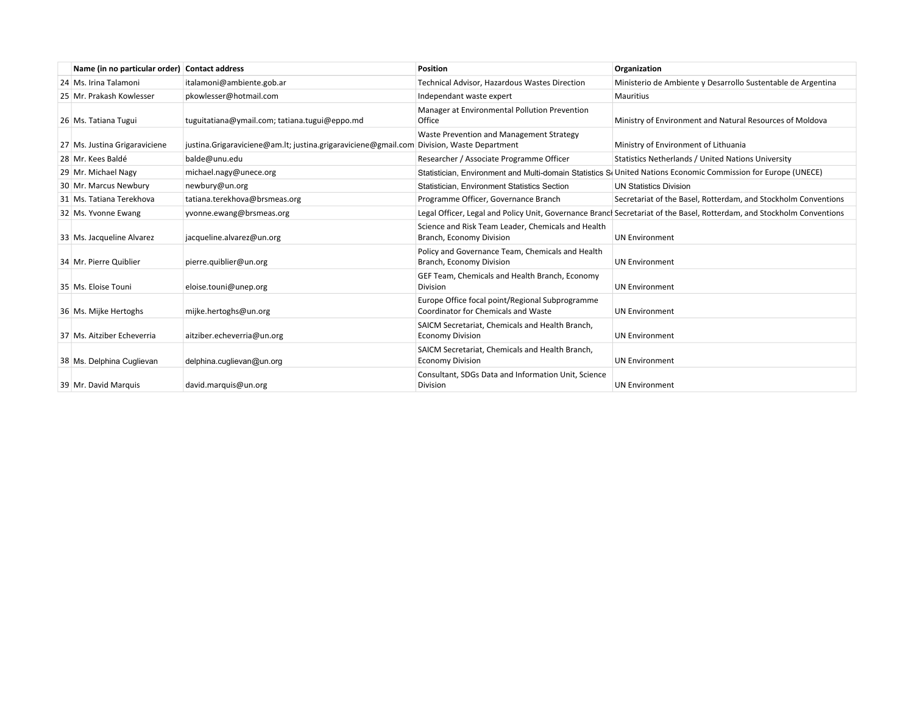| | Name (in no particular order) | Contact address | Position | Organization |
|---|---|---|---|---|
| 24 | Ms. Irina Talamoni | italamoni@ambiente.gob.ar | Technical Advisor, Hazardous Wastes Direction | Ministerio de Ambiente y Desarrollo Sustentable de Argentina |
| 25 | Mr. Prakash Kowlesser | pkowlesser@hotmail.com | Independant waste expert | Mauritius |
| 26 | Ms. Tatiana Tugui | tuguitatiana@ymail.com; tatiana.tugui@eppo.md | Manager at Environmental Pollution Prevention Office | Ministry of Environment and Natural Resources of Moldova |
| 27 | Ms. Justina Grigaraviciene | justina.Grigaraviciene@am.lt; justina.grigaraviciene@gmail.com | Waste Prevention and Management Strategy Division, Waste Department | Ministry of Environment of Lithuania |
| 28 | Mr. Kees Baldé | balde@unu.edu | Researcher / Associate Programme Officer | Statistics Netherlands / United Nations University |
| 29 | Mr. Michael Nagy | michael.nagy@unece.org | Statistician, Environment and Multi-domain Statistics S | United Nations Economic Commission for Europe (UNECE) |
| 30 | Mr. Marcus Newbury | newbury@un.org | Statistician, Environment Statistics Section | UN Statistics Division |
| 31 | Ms. Tatiana Terekhova | tatiana.terekhova@brsmeas.org | Programme Officer, Governance Branch | Secretariat of the Basel, Rotterdam, and Stockholm Conventions |
| 32 | Ms. Yvonne Ewang | yvonne.ewang@brsmeas.org | Legal Officer, Legal and Policy Unit, Governance Branch | Secretariat of the Basel, Rotterdam, and Stockholm Conventions |
| 33 | Ms. Jacqueline Alvarez | jacqueline.alvarez@un.org | Science and Risk Team Leader, Chemicals and Health Branch, Economy Division | UN Environment |
| 34 | Mr. Pierre Quiblier | pierre.quiblier@un.org | Policy and Governance Team, Chemicals and Health Branch, Economy Division | UN Environment |
| 35 | Ms. Eloise Touni | eloise.touni@unep.org | GEF Team, Chemicals and Health Branch, Economy Division | UN Environment |
| 36 | Ms. Mijke Hertoghs | mijke.hertoghs@un.org | Europe Office focal point/Regional Subprogramme Coordinator for Chemicals and Waste | UN Environment |
| 37 | Ms. Aitziber Echeverria | aitziber.echeverria@un.org | SAICM Secretariat, Chemicals and Health Branch, Economy Division | UN Environment |
| 38 | Ms. Delphina Cuglievan | delphina.cuglievan@un.org | SAICM Secretariat, Chemicals and Health Branch, Economy Division | UN Environment |
| 39 | Mr. David Marquis | david.marquis@un.org | Consultant, SDGs Data and Information Unit, Science Division | UN Environment |